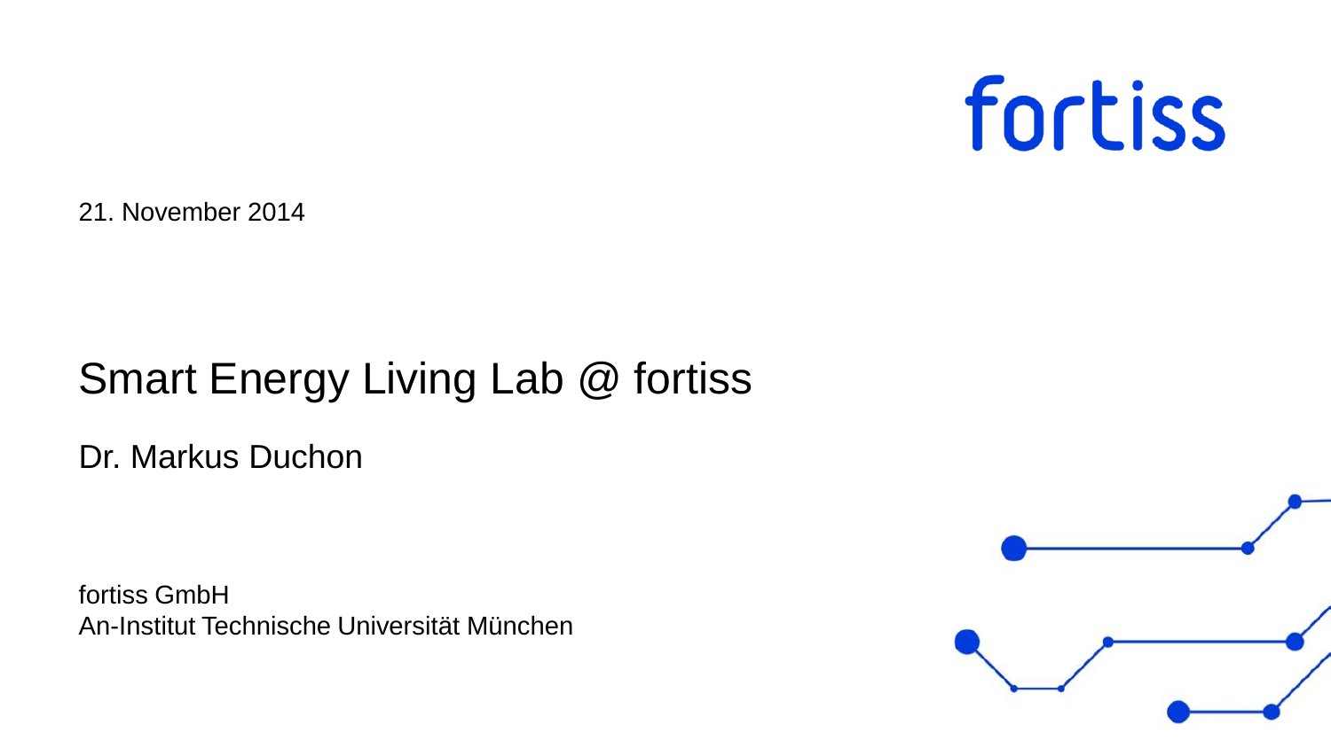fortiss

21. November 2014

# Smart Energy Living Lab @ fortiss

Dr. Markus Duchon

fortiss GmbH
An-Institut Technische Universität München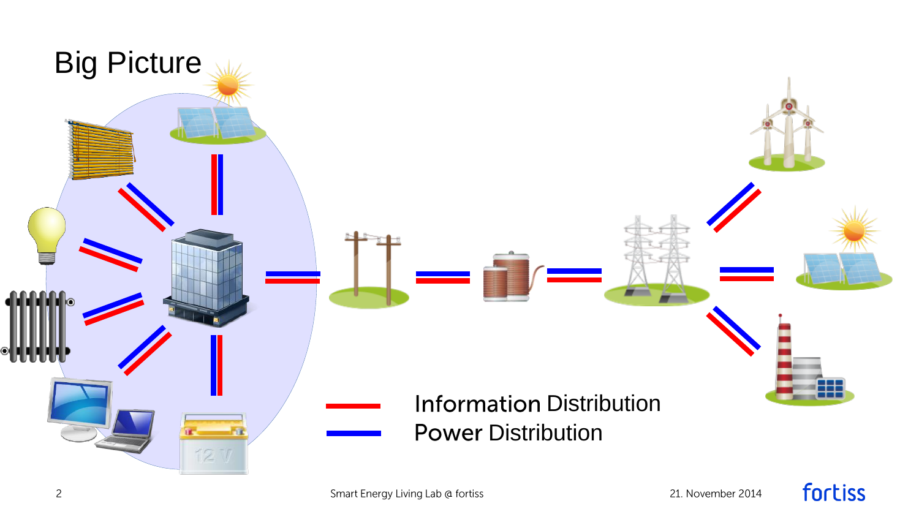# Big Picture

Information Distribution

Power Distribution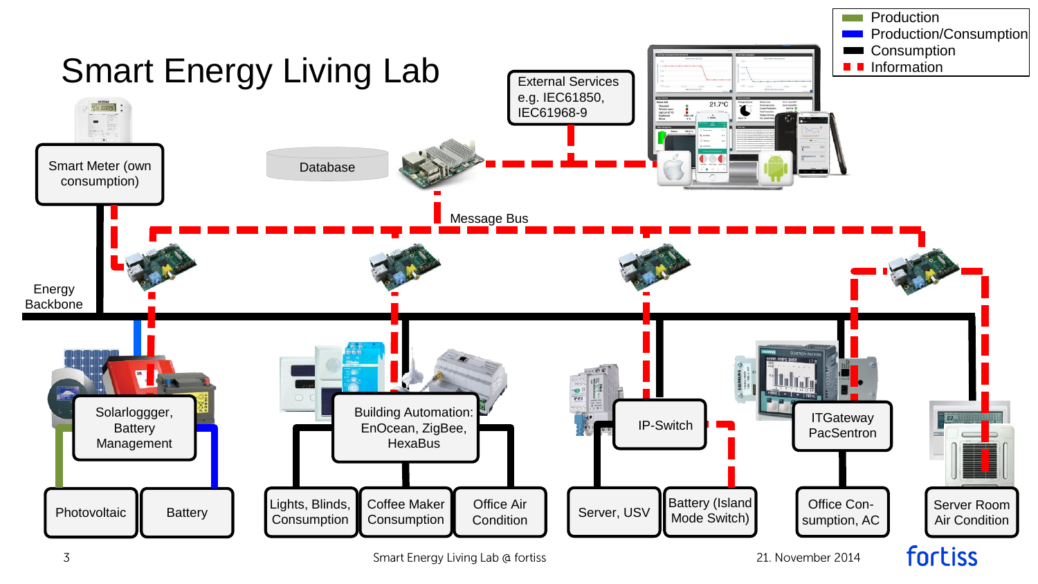# Smart Energy Living Lab

**Legend:**
- Production
- Production/Consumption
- Consumption
- Information

External Services e.g. IEC61850, IEC61968-9

Database

Message Bus

Smart Meter (own consumption)

Energy Backbone

Solarloggger, Battery Management

Photovoltaic

Battery

Building Automation: EnOcean, ZigBee, HexaBus

Lights, Blinds, Consumption

Coffee Maker Consumption

Office Air Condition

IP-Switch

Server, USV

Battery (Island Mode Switch)

ITGateway PacSentron

Office Con-sumption, AC

Server Room Air Condition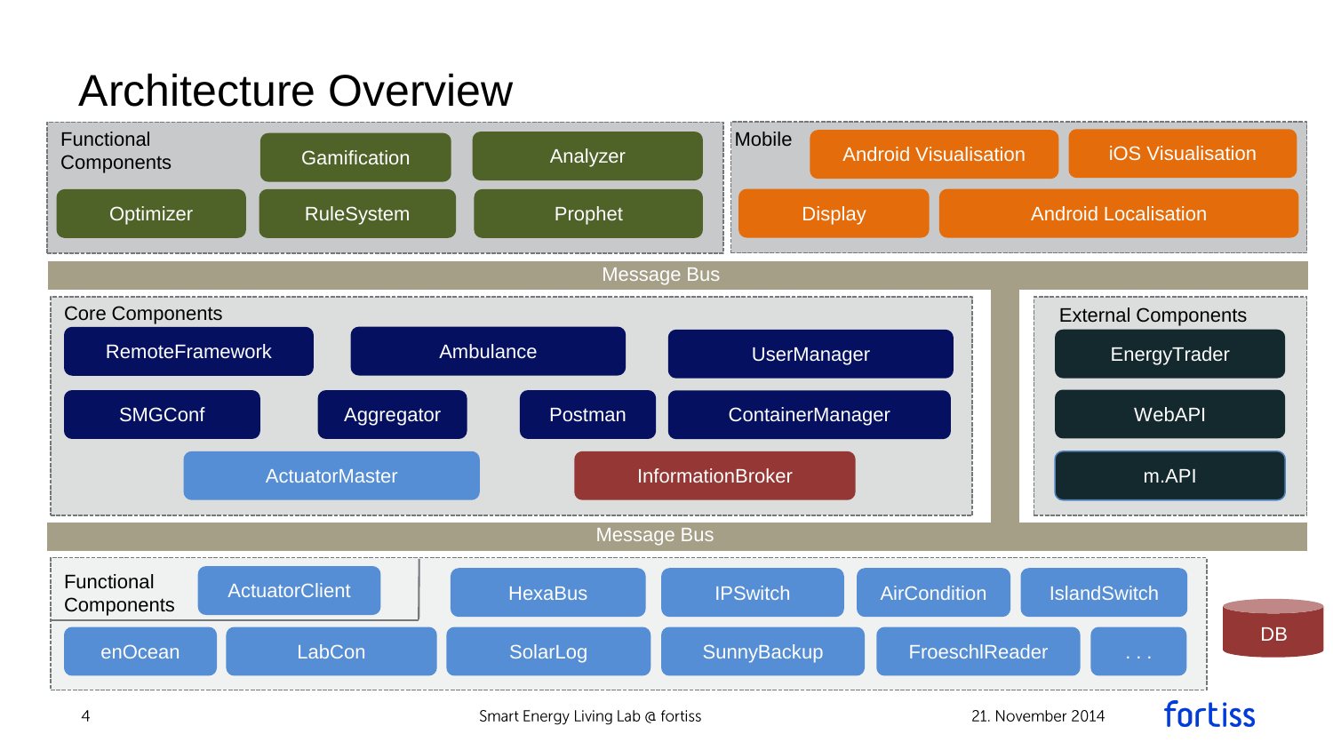# Architecture Overview

**Functional Components**
- Gamification
- Analyzer
- Optimizer
- RuleSystem
- Prophet

**Mobile**
- Android Visualisation
- iOS Visualisation
- Display
- Android Localisation

**Message Bus**

**Core Components**
- RemoteFramework
- Ambulance
- UserManager
- SMGConf
- Aggregator
- Postman
- ContainerManager
- ActuatorMaster
- InformationBroker

**External Components**
- EnergyTrader
- WebAPI
- m.API

**Message Bus**

**Functional Components**
- ActuatorClient
- HexaBus
- IPSwitch
- AirCondition
- IslandSwitch
- enOcean
- LabCon
- SolarLog
- SunnyBackup
- FroeschlReader
- . . .

**DB**

Smart Energy Living Lab @ fortiss

21. November 2014

fortiss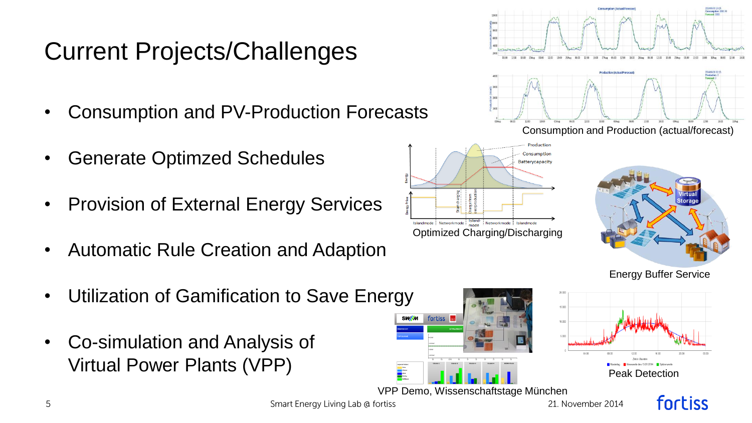# Current Projects/Challenges

- Consumption and PV-Production Forecasts
- Generate Optimzed Schedules
- Provision of External Energy Services
- Automatic Rule Creation and Adaption
- Utilization of Gamification to Save Energy
- Co-simulation and Analysis of Virtual Power Plants (VPP)

Consumption and Production (actual/forecast)

Optimized Charging/Discharging

Energy Buffer Service

Peak Detection

VPP Demo, Wissenschaftstage München

Smart Energy Living Lab @ fortiss

21. November 2014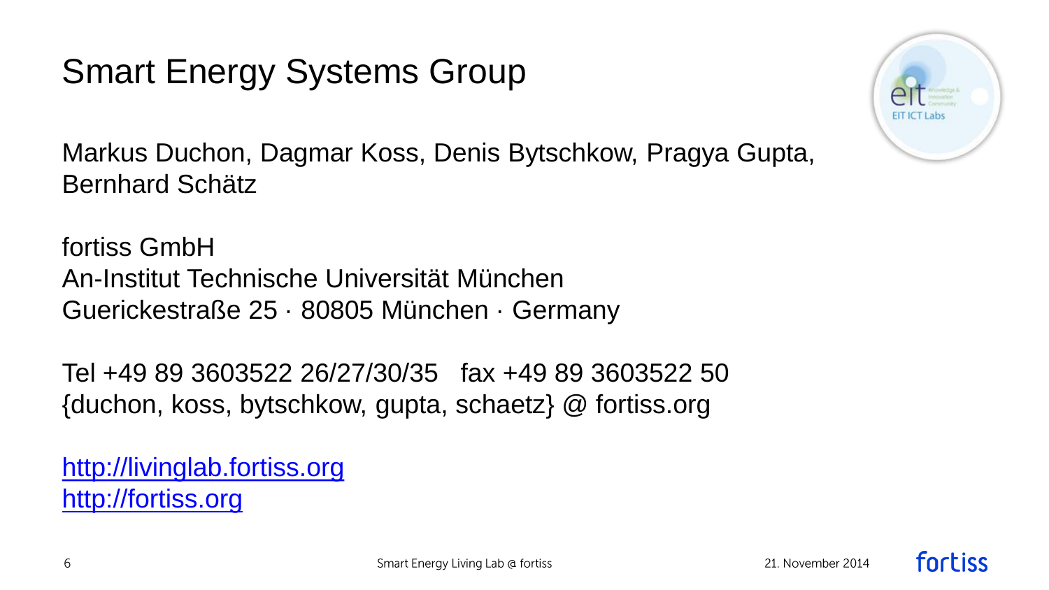# Smart Energy Systems Group

Markus Duchon, Dagmar Koss, Denis Bytschkow, Pragya Gupta, Bernhard Schätz

fortiss GmbH
An-Institut Technische Universität München
Guerickestraße 25 · 80805 München · Germany

Tel +49 89 3603522 26/27/30/35 fax +49 89 3603522 50
{duchon, koss, bytschkow, gupta, schaetz} @ fortiss.org

http://livinglab.fortiss.org
http://fortiss.org